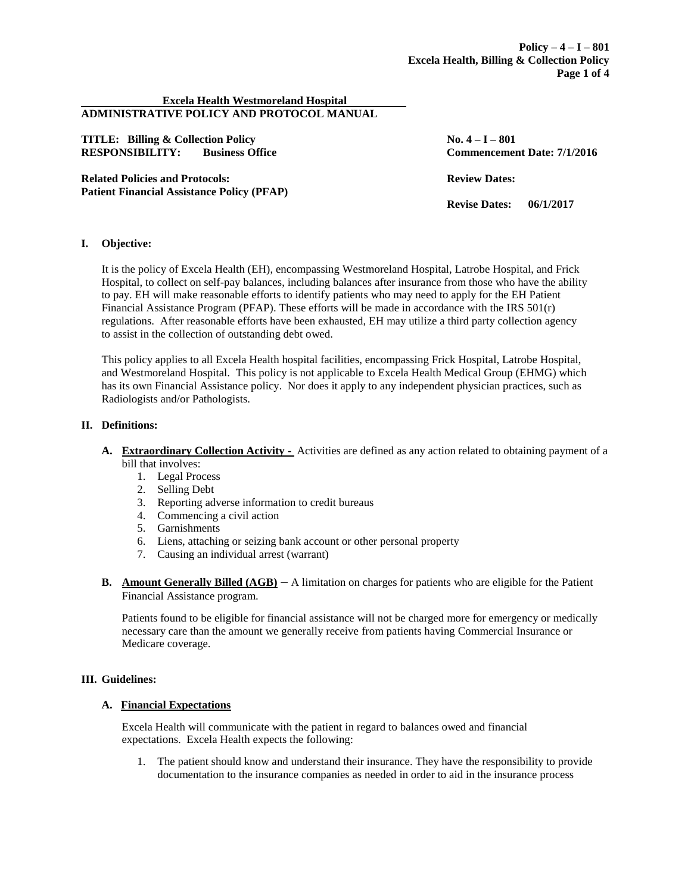**Excela Health Westmoreland Hospital**
**ADMINISTRATIVE POLICY AND PROTOCOL MANUAL**

| | |
|---|---|
| **TITLE: Billing & Collection Policy** | **No. 4 – I – 801** |
| **RESPONSIBILITY: Business Office** | **Commencement Date: 7/1/2016** |
| **Related Policies and Protocols:** | **Review Dates:** |
| **Patient Financial Assistance Policy (PFAP)** | |
| | **Revise Dates: 06/1/2017** |

## I. Objective:

It is the policy of Excela Health (EH), encompassing Westmoreland Hospital, Latrobe Hospital, and Frick Hospital, to collect on self-pay balances, including balances after insurance from those who have the ability to pay. EH will make reasonable efforts to identify patients who may need to apply for the EH Patient Financial Assistance Program (PFAP). These efforts will be made in accordance with the IRS 501(r) regulations. After reasonable efforts have been exhausted, EH may utilize a third party collection agency to assist in the collection of outstanding debt owed.

This policy applies to all Excela Health hospital facilities, encompassing Frick Hospital, Latrobe Hospital, and Westmoreland Hospital. This policy is not applicable to Excela Health Medical Group (EHMG) which has its own Financial Assistance policy. Nor does it apply to any independent physician practices, such as Radiologists and/or Pathologists.

## II. Definitions:

**A. Extraordinary Collection Activity -** Activities are defined as any action related to obtaining payment of a bill that involves:

1. Legal Process
2. Selling Debt
3. Reporting adverse information to credit bureaus
4. Commencing a civil action
5. Garnishments
6. Liens, attaching or seizing bank account or other personal property
7. Causing an individual arrest (warrant)

**B. Amount Generally Billed (AGB)** – A limitation on charges for patients who are eligible for the Patient Financial Assistance program.

Patients found to be eligible for financial assistance will not be charged more for emergency or medically necessary care than the amount we generally receive from patients having Commercial Insurance or Medicare coverage.

## III. Guidelines:

### A. Financial Expectations

Excela Health will communicate with the patient in regard to balances owed and financial expectations. Excela Health expects the following:

1. The patient should know and understand their insurance. They have the responsibility to provide documentation to the insurance companies as needed in order to aid in the insurance process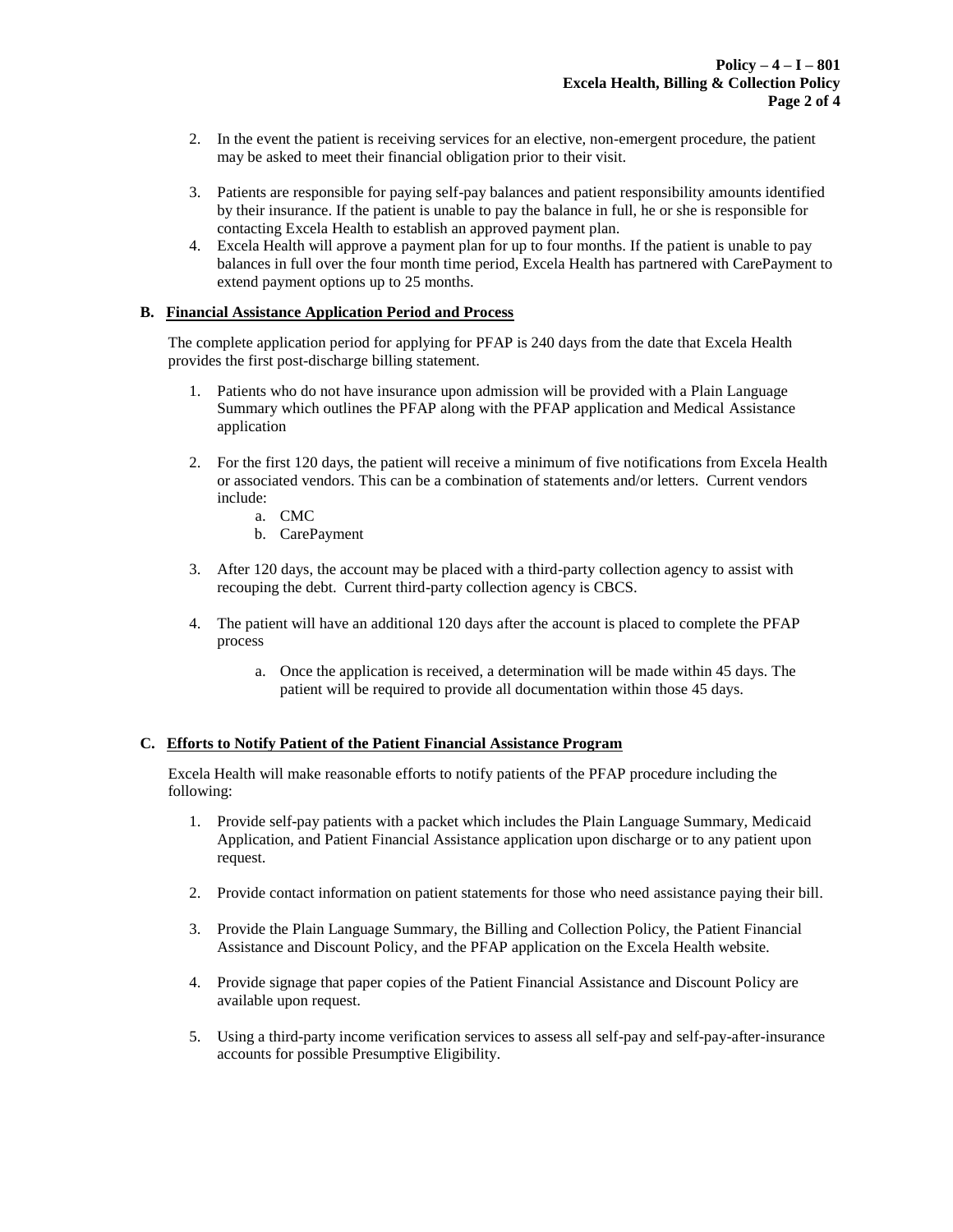2. In the event the patient is receiving services for an elective, non-emergent procedure, the patient may be asked to meet their financial obligation prior to their visit.

3. Patients are responsible for paying self-pay balances and patient responsibility amounts identified by their insurance. If the patient is unable to pay the balance in full, he or she is responsible for contacting Excela Health to establish an approved payment plan.

4. Excela Health will approve a payment plan for up to four months. If the patient is unable to pay balances in full over the four month time period, Excela Health has partnered with CarePayment to extend payment options up to 25 months.

**B. Financial Assistance Application Period and Process**

The complete application period for applying for PFAP is 240 days from the date that Excela Health provides the first post-discharge billing statement.

1. Patients who do not have insurance upon admission will be provided with a Plain Language Summary which outlines the PFAP along with the PFAP application and Medical Assistance application

2. For the first 120 days, the patient will receive a minimum of five notifications from Excela Health or associated vendors. This can be a combination of statements and/or letters. Current vendors include:
   a. CMC
   b. CarePayment

3. After 120 days, the account may be placed with a third-party collection agency to assist with recouping the debt. Current third-party collection agency is CBCS.

4. The patient will have an additional 120 days after the account is placed to complete the PFAP process

   a. Once the application is received, a determination will be made within 45 days. The patient will be required to provide all documentation within those 45 days.

**C. Efforts to Notify Patient of the Patient Financial Assistance Program**

Excela Health will make reasonable efforts to notify patients of the PFAP procedure including the following:

1. Provide self-pay patients with a packet which includes the Plain Language Summary, Medicaid Application, and Patient Financial Assistance application upon discharge or to any patient upon request.

2. Provide contact information on patient statements for those who need assistance paying their bill.

3. Provide the Plain Language Summary, the Billing and Collection Policy, the Patient Financial Assistance and Discount Policy, and the PFAP application on the Excela Health website.

4. Provide signage that paper copies of the Patient Financial Assistance and Discount Policy are available upon request.

5. Using a third-party income verification services to assess all self-pay and self-pay-after-insurance accounts for possible Presumptive Eligibility.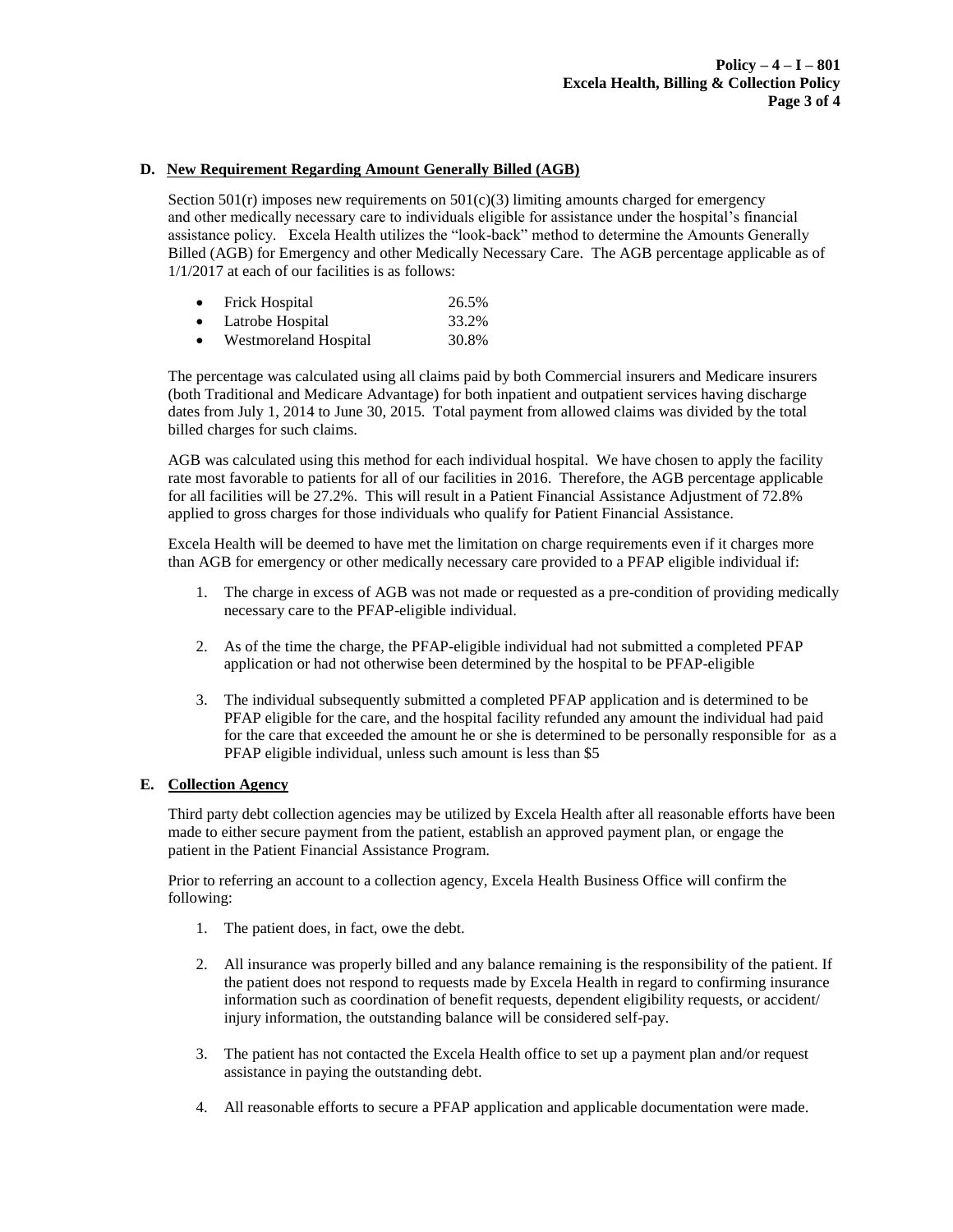### D. New Requirement Regarding Amount Generally Billed (AGB)

Section 501(r) imposes new requirements on 501(c)(3) limiting amounts charged for emergency and other medically necessary care to individuals eligible for assistance under the hospital's financial assistance policy. Excela Health utilizes the "look-back" method to determine the Amounts Generally Billed (AGB) for Emergency and other Medically Necessary Care. The AGB percentage applicable as of 1/1/2017 at each of our facilities is as follows:

- Frick Hospital 26.5%
- Latrobe Hospital 33.2%
- Westmoreland Hospital 30.8%

The percentage was calculated using all claims paid by both Commercial insurers and Medicare insurers (both Traditional and Medicare Advantage) for both inpatient and outpatient services having discharge dates from July 1, 2014 to June 30, 2015. Total payment from allowed claims was divided by the total billed charges for such claims.

AGB was calculated using this method for each individual hospital. We have chosen to apply the facility rate most favorable to patients for all of our facilities in 2016. Therefore, the AGB percentage applicable for all facilities will be 27.2%. This will result in a Patient Financial Assistance Adjustment of 72.8% applied to gross charges for those individuals who qualify for Patient Financial Assistance.

Excela Health will be deemed to have met the limitation on charge requirements even if it charges more than AGB for emergency or other medically necessary care provided to a PFAP eligible individual if:

1. The charge in excess of AGB was not made or requested as a pre-condition of providing medically necessary care to the PFAP-eligible individual.
2. As of the time the charge, the PFAP-eligible individual had not submitted a completed PFAP application or had not otherwise been determined by the hospital to be PFAP-eligible
3. The individual subsequently submitted a completed PFAP application and is determined to be PFAP eligible for the care, and the hospital facility refunded any amount the individual had paid for the care that exceeded the amount he or she is determined to be personally responsible for as a PFAP eligible individual, unless such amount is less than $5

### E. Collection Agency

Third party debt collection agencies may be utilized by Excela Health after all reasonable efforts have been made to either secure payment from the patient, establish an approved payment plan, or engage the patient in the Patient Financial Assistance Program.

Prior to referring an account to a collection agency, Excela Health Business Office will confirm the following:

1. The patient does, in fact, owe the debt.
2. All insurance was properly billed and any balance remaining is the responsibility of the patient. If the patient does not respond to requests made by Excela Health in regard to confirming insurance information such as coordination of benefit requests, dependent eligibility requests, or accident/ injury information, the outstanding balance will be considered self-pay.
3. The patient has not contacted the Excela Health office to set up a payment plan and/or request assistance in paying the outstanding debt.
4. All reasonable efforts to secure a PFAP application and applicable documentation were made.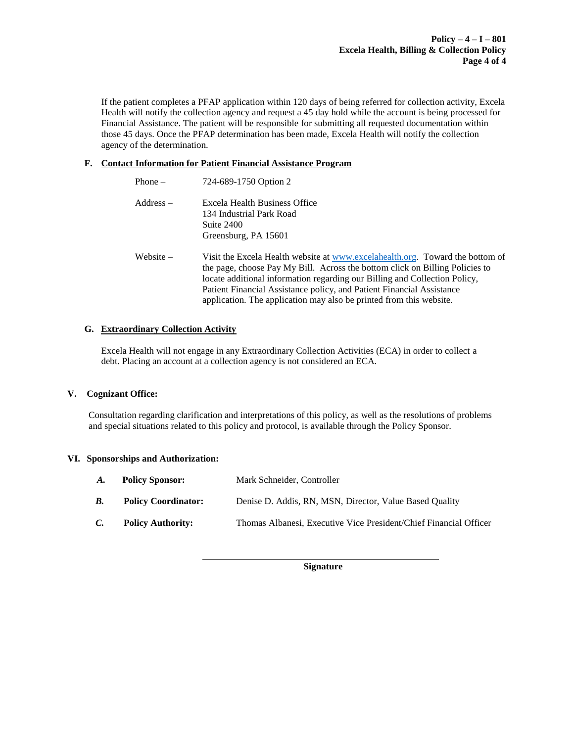If the patient completes a PFAP application within 120 days of being referred for collection activity, Excela Health will notify the collection agency and request a 45 day hold while the account is being processed for Financial Assistance. The patient will be responsible for submitting all requested documentation within those 45 days. Once the PFAP determination has been made, Excela Health will notify the collection agency of the determination.

### F. Contact Information for Patient Financial Assistance Program

| | |
|---|---|
| Phone – | 724-689-1750 Option 2 |
| Address – | Excela Health Business Office<br>134 Industrial Park Road<br>Suite 2400<br>Greensburg, PA 15601 |
| Website – | Visit the Excela Health website at www.excelahealth.org. Toward the bottom of the page, choose Pay My Bill. Across the bottom click on Billing Policies to locate additional information regarding our Billing and Collection Policy, Patient Financial Assistance policy, and Patient Financial Assistance application. The application may also be printed from this website. |

### G. Extraordinary Collection Activity

Excela Health will not engage in any Extraordinary Collection Activities (ECA) in order to collect a debt. Placing an account at a collection agency is not considered an ECA.

## V. Cognizant Office:

Consultation regarding clarification and interpretations of this policy, as well as the resolutions of problems and special situations related to this policy and protocol, is available through the Policy Sponsor.

## VI. Sponsorships and Authorization:

| | | |
|---|---|---|
| ***A.*** | **Policy Sponsor:** | Mark Schneider, Controller |
| ***B.*** | **Policy Coordinator:** | Denise D. Addis, RN, MSN, Director, Value Based Quality |
| ***C.*** | **Policy Authority:** | Thomas Albanesi, Executive Vice President/Chief Financial Officer |

\_\_\_\_\_\_\_\_\_\_\_\_\_\_\_\_\_\_\_\_\_\_\_\_\_\_\_\_\_\_\_\_\_\_\_\_\_\_\_\_\_\_\_\_

**Signature**